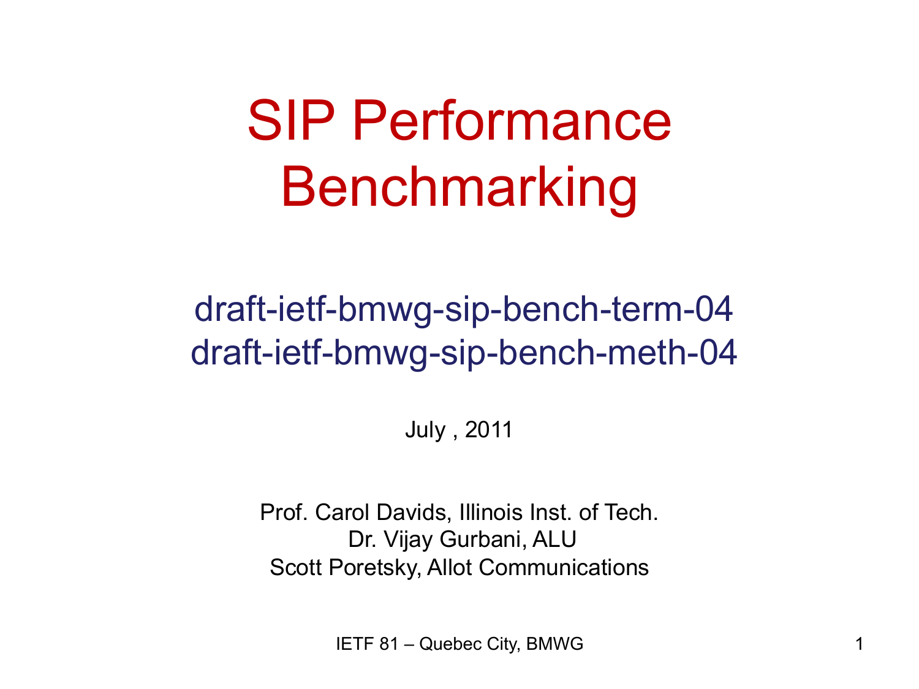# SIP Performance Benchmarking

draft-ietf-bmwg-sip-bench-term-04
draft-ietf-bmwg-sip-bench-meth-04

July , 2011

Prof. Carol Davids, Illinois Inst. of Tech.
Dr. Vijay Gurbani, ALU
Scott Poretsky, Allot Communications

IETF 81 – Quebec City, BMWG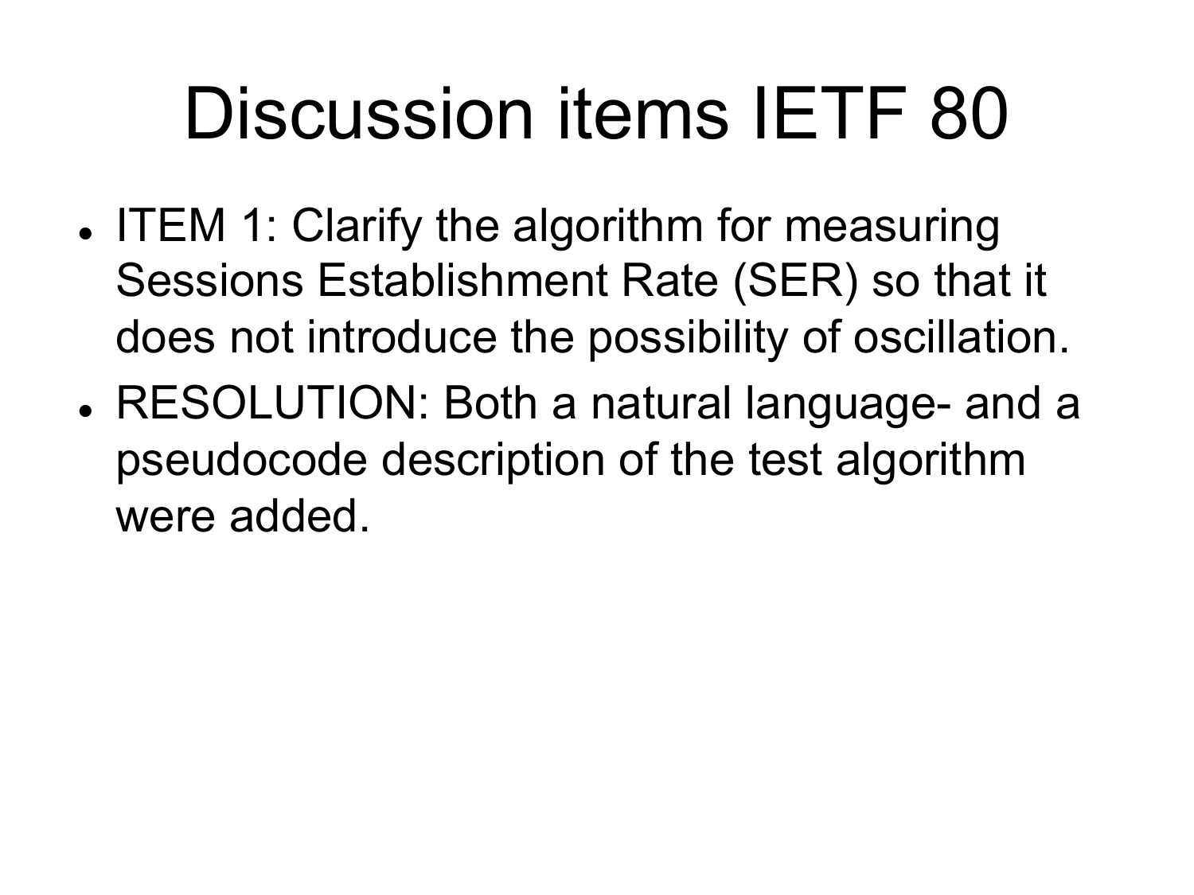# Discussion items IETF 80

- ITEM 1: Clarify the algorithm for measuring Sessions Establishment Rate (SER) so that it does not introduce the possibility of oscillation.
- RESOLUTION: Both a natural language- and a pseudocode description of the test algorithm were added.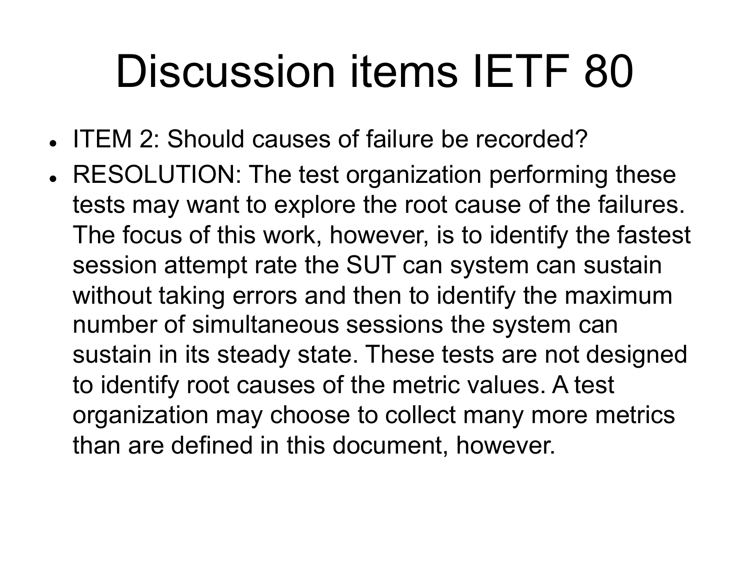# Discussion items IETF 80

- ITEM 2: Should causes of failure be recorded?
- RESOLUTION: The test organization performing these tests may want to explore the root cause of the failures. The focus of this work, however, is to identify the fastest session attempt rate the SUT can system can sustain without taking errors and then to identify the maximum number of simultaneous sessions the system can sustain in its steady state. These tests are not designed to identify root causes of the metric values. A test organization may choose to collect many more metrics than are defined in this document, however.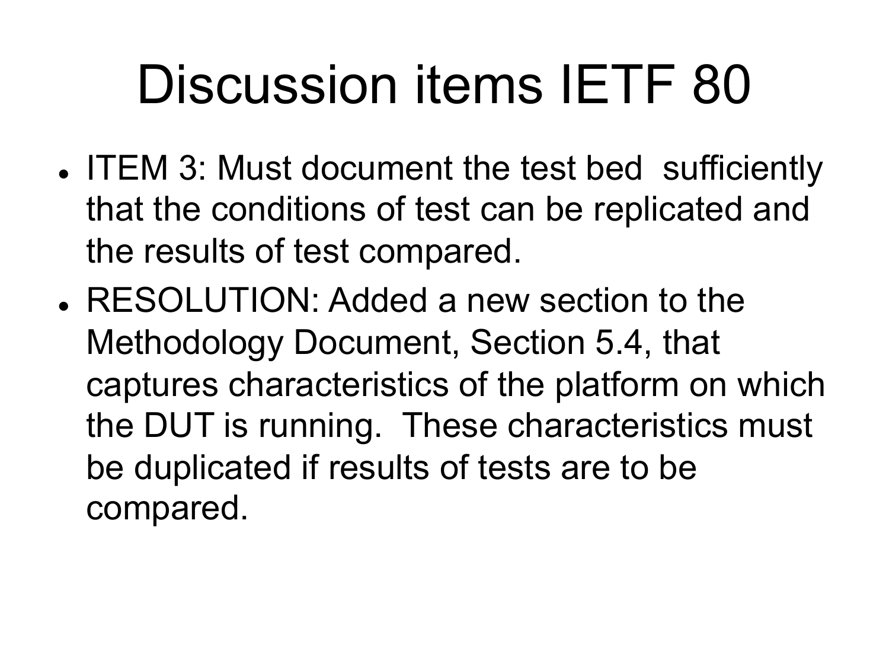# Discussion items IETF 80

- ITEM 3: Must document the test bed sufficiently that the conditions of test can be replicated and the results of test compared.
- RESOLUTION: Added a new section to the Methodology Document, Section 5.4, that captures characteristics of the platform on which the DUT is running. These characteristics must be duplicated if results of tests are to be compared.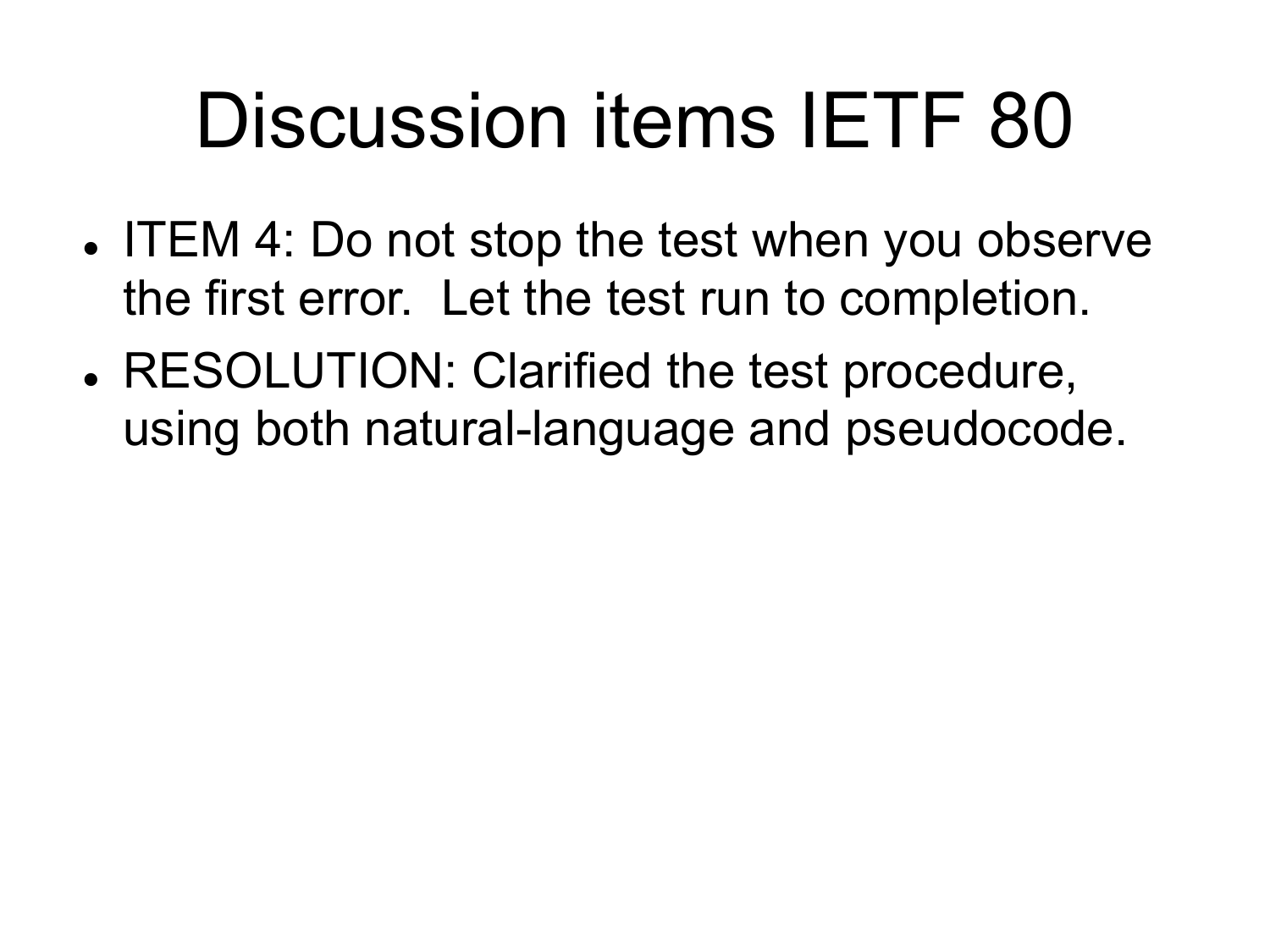# Discussion items IETF 80

- ITEM 4: Do not stop the test when you observe the first error.  Let the test run to completion.
- RESOLUTION: Clarified the test procedure, using both natural-language and pseudocode.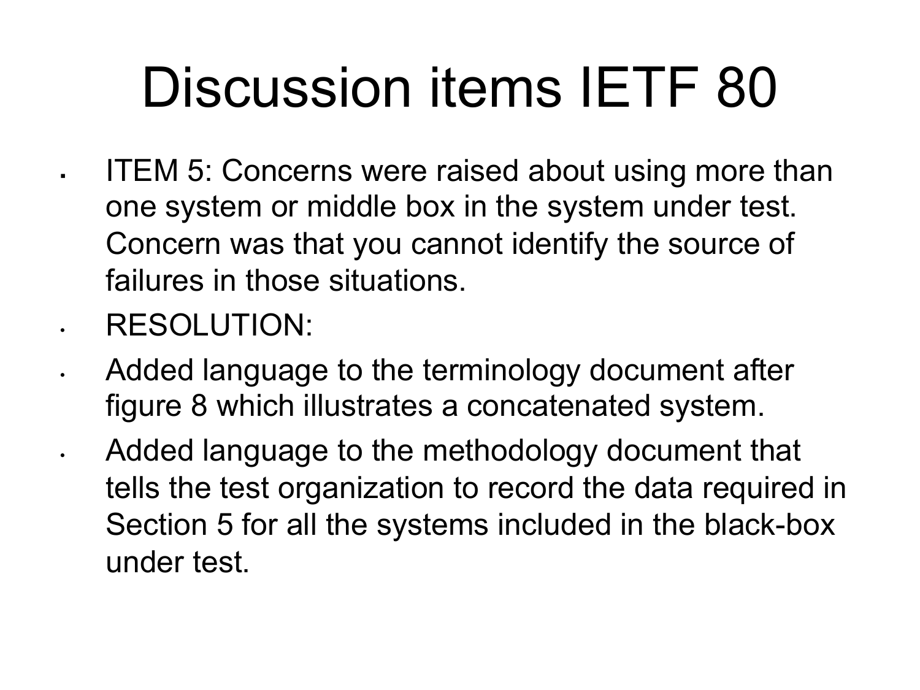# Discussion items IETF 80

- ITEM 5: Concerns were raised about using more than one system or middle box in the system under test. Concern was that you cannot identify the source of failures in those situations.
- RESOLUTION:
- Added language to the terminology document after figure 8 which illustrates a concatenated system.
- Added language to the methodology document that tells the test organization to record the data required in Section 5 for all the systems included in the black-box under test.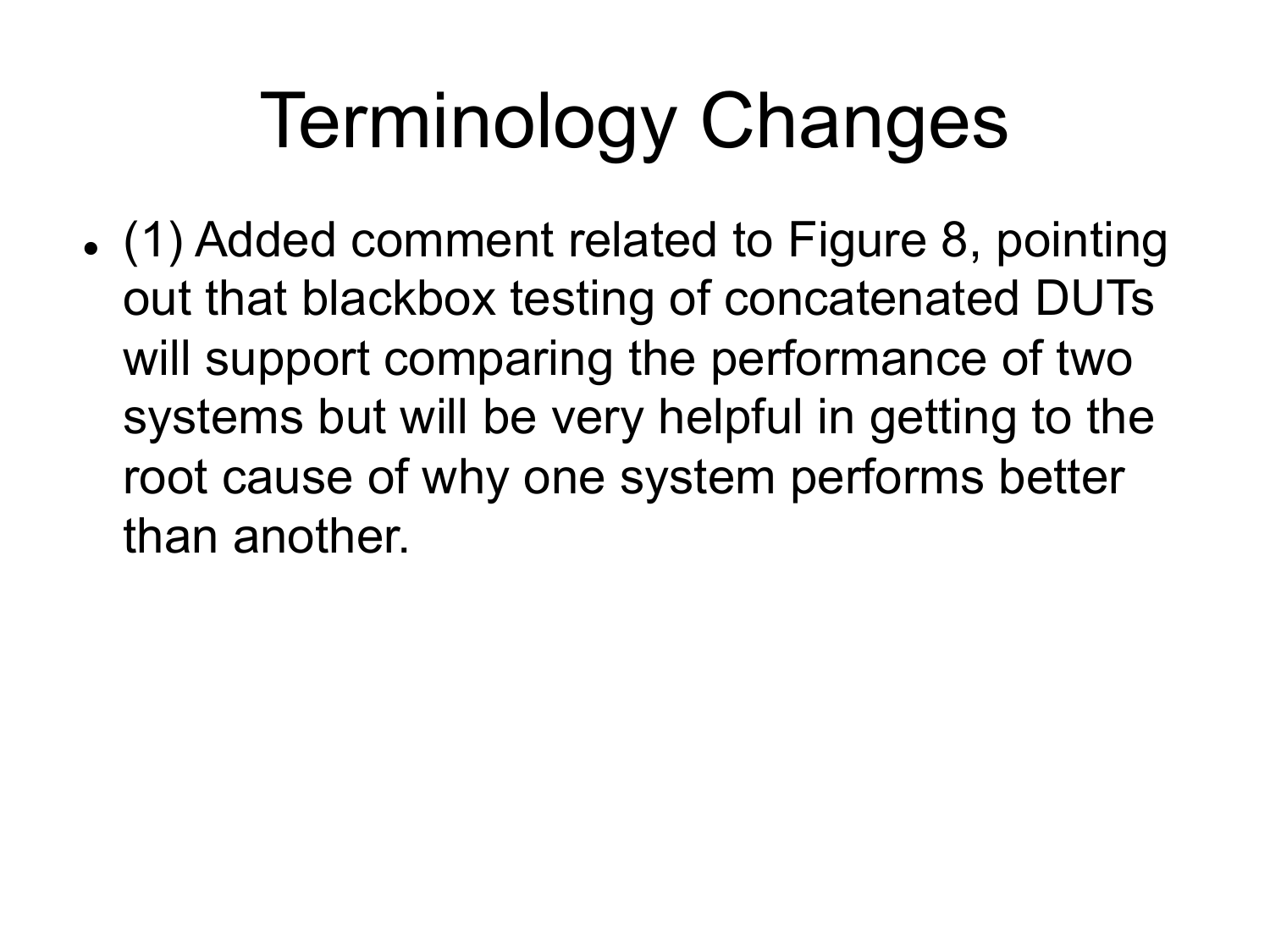# Terminology Changes

- (1) Added comment related to Figure 8, pointing out that blackbox testing of concatenated DUTs will support comparing the performance of two systems but will be very helpful in getting to the root cause of why one system performs better than another.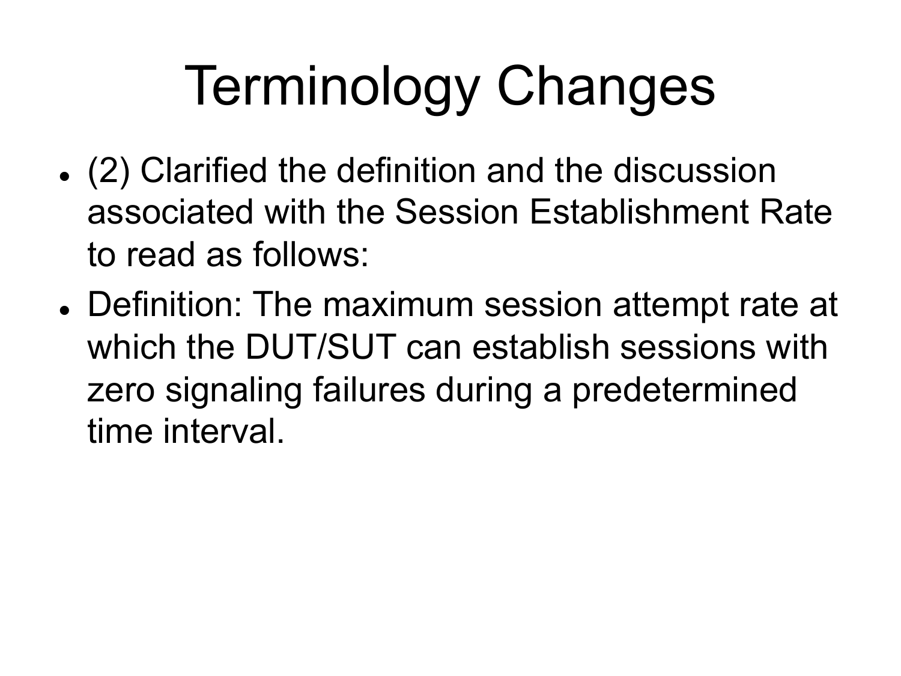# Terminology Changes

- (2) Clarified the definition and the discussion associated with the Session Establishment Rate to read as follows:
- Definition: The maximum session attempt rate at which the DUT/SUT can establish sessions with zero signaling failures during a predetermined time interval.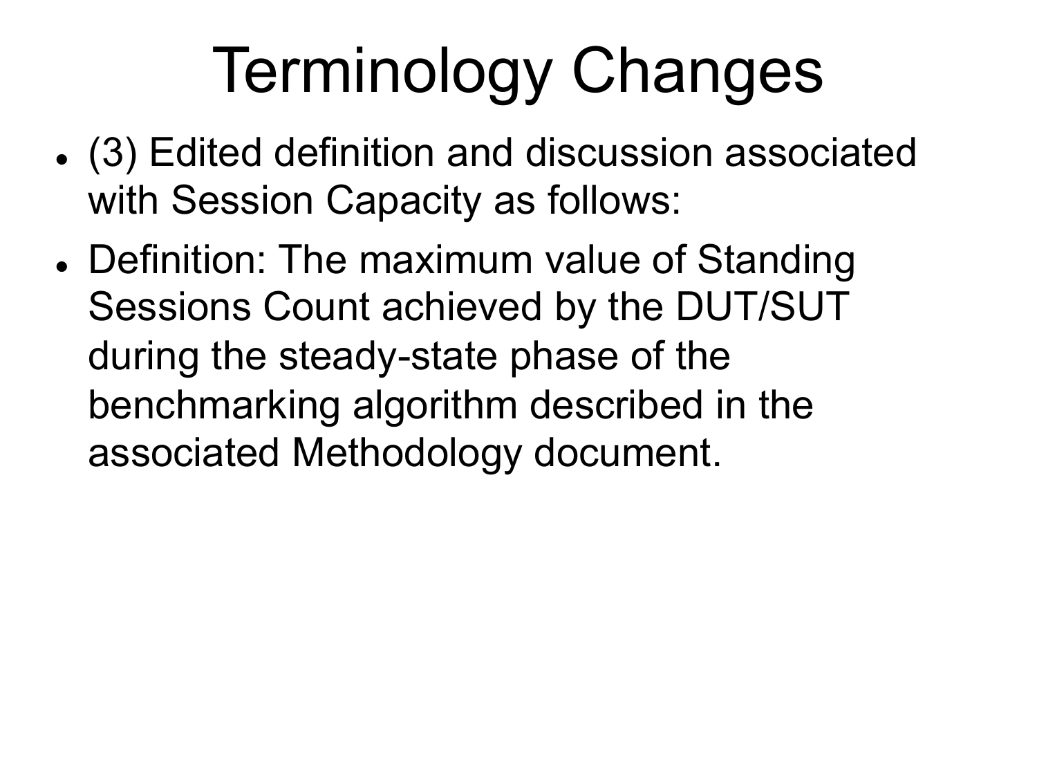# Terminology Changes

- (3) Edited definition and discussion associated with Session Capacity as follows:
- Definition: The maximum value of Standing Sessions Count achieved by the DUT/SUT during the steady-state phase of the benchmarking algorithm described in the associated Methodology document.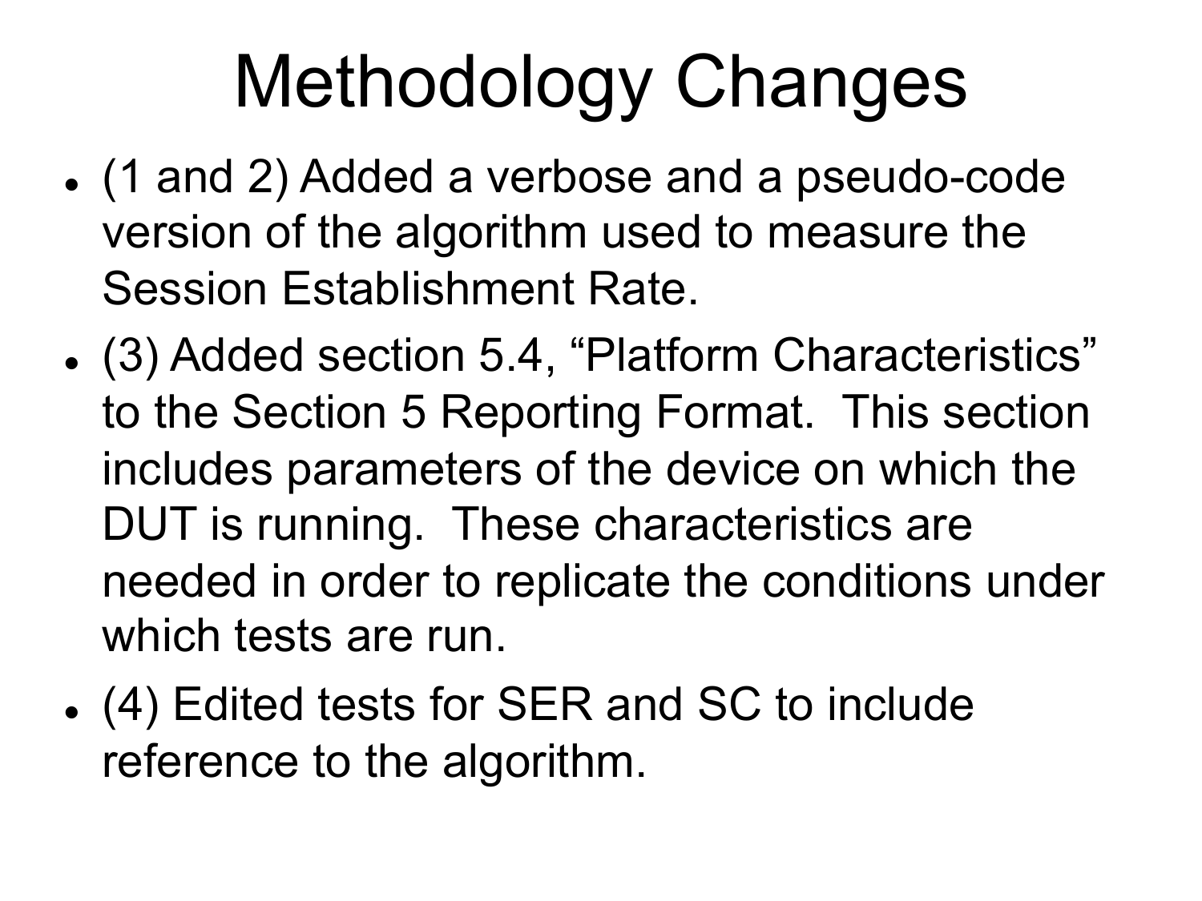# Methodology Changes

- (1 and 2) Added a verbose and a pseudo-code version of the algorithm used to measure the Session Establishment Rate.
- (3) Added section 5.4, “Platform Characteristics” to the Section 5 Reporting Format. This section includes parameters of the device on which the DUT is running. These characteristics are needed in order to replicate the conditions under which tests are run.
- (4) Edited tests for SER and SC to include reference to the algorithm.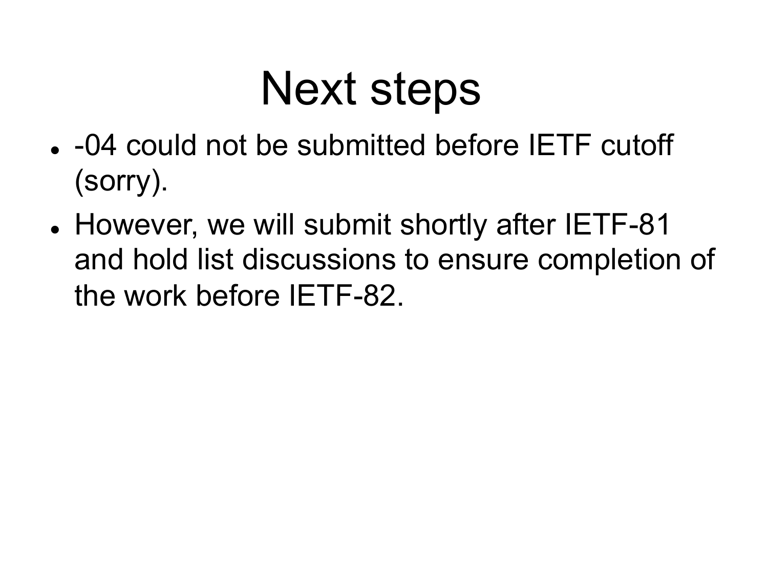# Next steps

- -04 could not be submitted before IETF cutoff (sorry).
- However, we will submit shortly after IETF-81 and hold list discussions to ensure completion of the work before IETF-82.